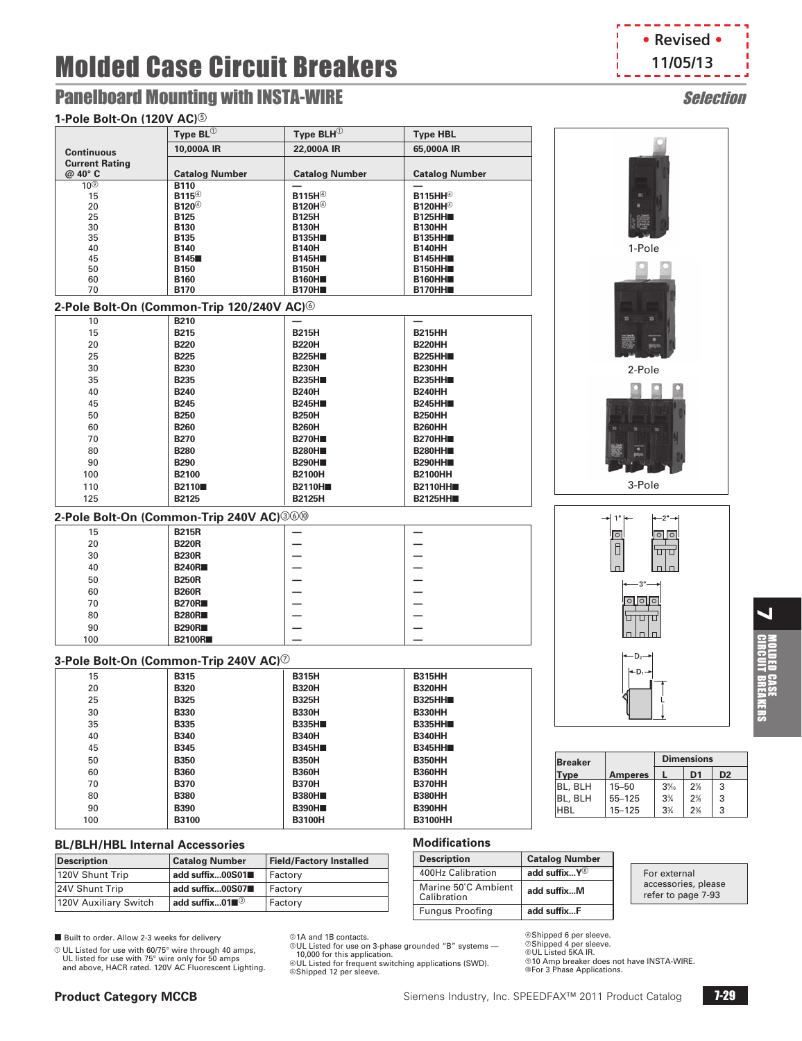# Molded Case Circuit Breakers

• Revised •
11/05/13

## Panelboard Mounting with INSTA-WIRE

*Selection*

### 1-Pole Bolt-On (120V AC)⑤

| Continuous Current Rating @ 40° C | Type BL① 10,000A IR Catalog Number | Type BLH① 22,000A IR Catalog Number | Type HBL 65,000A IR Catalog Number |
|---|---|---|---|
| 10⑨ | B110 | — | — |
| 15 | B115④ | B115H④ | B115HH④ |
| 20 | B120④ | B120H④ | B120HH④ |
| 25 | B125 | B125H | B125HH■ |
| 30 | B130 | B130H | B130HH |
| 35 | B135 | B135H■ | B135HH■ |
| 40 | B140 | B140H | B140HH |
| 45 | B145■ | B145H■ | B145HH■ |
| 50 | B150 | B150H | B150HH■ |
| 60 | B160 | B160H■ | B160HH■ |
| 70 | B170 | B170H■ | B170HH■ |

### 2-Pole Bolt-On (Common-Trip 120/240V AC)⑥

| Continuous Current Rating @ 40° C | Type BL | Type BLH | Type HBL |
|---|---|---|---|
| 10 | B210 | — | — |
| 15 | B215 | B215H | B215HH |
| 20 | B220 | B220H | B220HH |
| 25 | B225 | B225H■ | B225HH■ |
| 30 | B230 | B230H | B230HH |
| 35 | B235 | B235H■ | B235HH■ |
| 40 | B240 | B240H | B240HH |
| 45 | B245 | B245H■ | B245HH■ |
| 50 | B250 | B250H | B250HH |
| 60 | B260 | B260H | B260HH |
| 70 | B270 | B270H■ | B270HH■ |
| 80 | B280 | B280H■ | B280HH■ |
| 90 | B290 | B290H■ | B290HH■ |
| 100 | B2100 | B2100H | B2100HH |
| 110 | B2110■ | B2110H■ | B2110HH■ |
| 125 | B2125 | B2125H | B2125HH■ |

### 2-Pole Bolt-On (Common-Trip 240V AC)③⑥⑩

| Continuous Current Rating @ 40° C | Type BL | Type BLH | Type HBL |
|---|---|---|---|
| 15 | B215R | — | — |
| 20 | B220R | — | — |
| 30 | B230R | — | — |
| 40 | B240R■ | — | — |
| 50 | B250R | — | — |
| 60 | B260R | — | — |
| 70 | B270R■ | — | — |
| 80 | B280R■ | — | — |
| 90 | B290R■ | — | — |
| 100 | B2100R■ | — | — |

### 3-Pole Bolt-On (Common-Trip 240V AC)⑦

| Continuous Current Rating @ 40° C | Type BL | Type BLH | Type HBL |
|---|---|---|---|
| 15 | B315 | B315H | B315HH |
| 20 | B320 | B320H | B320HH |
| 25 | B325 | B325H | B325HH■ |
| 30 | B330 | B330H | B330HH |
| 35 | B335 | B335H■ | B335HH■ |
| 40 | B340 | B340H | B340HH |
| 45 | B345 | B345H■ | B345HH■ |
| 50 | B350 | B350H | B350HH |
| 60 | B360 | B360H | B360HH |
| 70 | B370 | B370H | B370HH |
| 80 | B380 | B380H■ | B380HH |
| 90 | B390 | B390H■ | B390HH |
| 100 | B3100 | B3100H | B3100HH |

1-Pole

2-Pole

3-Pole

| Breaker Type | Amperes | Dimensions L | D1 | D2 |
|---|---|---|---|---|
| BL, BLH | 15–50 | 3⁷⁄₁₆ | 2⅜ | 3 |
| BL, BLH | 55–125 | 3¾ | 2⅜ | 3 |
| HBL | 15–125 | 3¾ | 2⅜ | 3 |

### BL/BLH/HBL Internal Accessories

| Description | Catalog Number | Field/Factory Installed |
|---|---|---|
| 120V Shunt Trip | add suffix...00S01■ | Factory |
| 24V Shunt Trip | add suffix...00S07■ | Factory |
| 120V Auxiliary Switch | add suffix...01■② | Factory |

### Modifications

| Description | Catalog Number |
|---|---|
| 400Hz Calibration | add suffix...Y⑧ |
| Marine 50˚C Ambient Calibration | add suffix...M |
| Fungus Proofing | add suffix...F |

For external accessories, please refer to page 7-93

■ Built to order. Allow 2-3 weeks for delivery

① UL Listed for use with 60/75° wire through 40 amps, UL listed for use with 75° wire only for 50 amps and above, HACR rated. 120V AC Fluorescent Lighting.

② 1A and 1B contacts.

③ UL Listed for use on 3-phase grounded "B" systems — 10,000 for this application.

④ UL Listed for frequent switching applications (SWD).

⑤ Shipped 12 per sleeve.

⑥ Shipped 6 per sleeve.

⑦ Shipped 4 per sleeve.

⑧ UL Listed 5KA IR.

⑨ 10 Amp breaker does not have INSTA-WIRE.

⑩ For 3 Phase Applications.

Product Category MCCB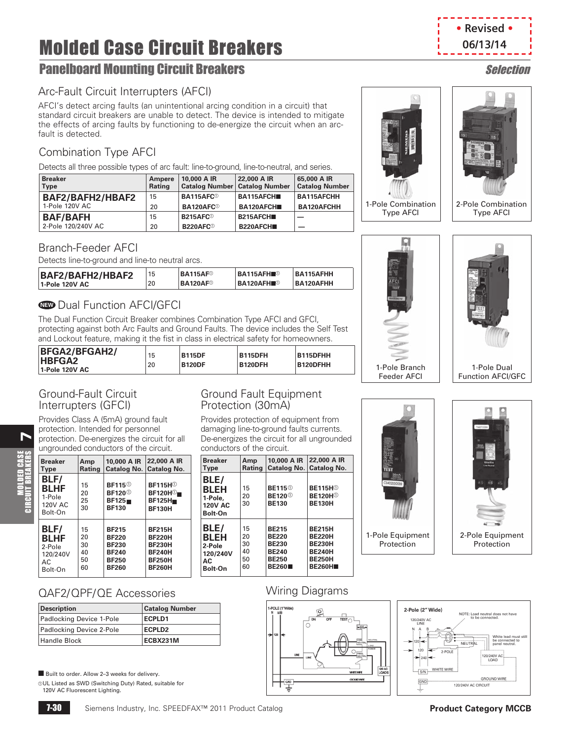# Molded Case Circuit Breakers

• Revised • 06/13/14

## Panelboard Mounting Circuit Breakers

*Selection*

### Arc-Fault Circuit Interrupters (AFCI)

AFCI's detect arcing faults (an unintentional arcing condition in a circuit) that standard circuit breakers are unable to detect. The device is intended to mitigate the effects of arcing faults by functioning to de-energize the circuit when an arc-fault is detected.

### Combination Type AFCI

Detects all three possible types of arc fault: line-to-ground, line-to-neutral, and series.

| Breaker Type | Ampere Rating | 10,000 A IR Catalog Number | 22,000 A IR Catalog Number | 65,000 A IR Catalog Number |
|---|---|---|---|---|
| **BAF2/BAFH2/HBAF2** 1-Pole 120V AC | 15 | **BA115AFC**① | **BA115AFCH**■ | **BA115AFCHH** |
| | 20 | **BA120AFC**① | **BA120AFCH**■ | **BA120AFCHH** |
| **BAF/BAFH** 2-Pole 120/240V AC | 15 | **B215AFC**① | **B215AFCH**■ | — |
| | 20 | **B220AFC**① | **B220AFCH**■ | — |

### Branch-Feeder AFCI

Detects line-to-ground and line-to neutral arcs.

| Breaker Type | Ampere Rating | 10,000 A IR Catalog Number | 22,000 A IR Catalog Number | 65,000 A IR Catalog Number |
|---|---|---|---|---|
| **BAF2/BAFH2/HBAF2** 1-Pole 120V AC | 15 | **BA115AF**① | **BA115AFH**■① | **BA115AFHH** |
| | 20 | **BA120AF**① | **BA120AFH**■① | **BA120AFHH** |

### NEW Dual Function AFCI/GFCI

The Dual Function Circuit Breaker combines Combination Type AFCI and GFCI, protecting against both Arc Faults and Ground Faults. The device includes the Self Test and Lockout feature, making it the fist in class in electrical safety for homeowners.

| Breaker Type | Ampere Rating | 10,000 A IR Catalog Number | 22,000 A IR Catalog Number | 65,000 A IR Catalog Number |
|---|---|---|---|---|
| **BFGA2/BFGAH2/HBFGA2** 1-Pole 120V AC | 15 | **B115DF** | **B115DFH** | **B115DFHH** |
| | 20 | **B120DF** | **B120DFH** | **B120DFHH** |

1-Pole Combination Type AFCI

2-Pole Combination Type AFCI

1-Pole Branch Feeder AFCI

1-Pole Dual Function AFCI/GFC

### Ground-Fault Circuit Interrupters (GFCI)

Provides Class A (5mA) ground fault protection. Intended for personnel protection. De-energizes the circuit for all ungrounded conductors of the circuit.

| Breaker Type | Amp Rating | 10,000 A IR Catalog No. | 22,000 A IR Catalog No. |
|---|---|---|---|
| **BLF/BLHF** 1-Pole 120V AC Bolt-On | 15 | **BF115**① | **BF115H**① |
| | 20 | **BF120**① | **BF120H**①■ |
| | 25 | **BF125**■ | **BF125H**■ |
| | 30 | **BF130** | **BF130H** |
| **BLF/BLHF** 2-Pole 120/240V AC Bolt-On | 15 | **BF215** | **BF215H** |
| | 20 | **BF220** | **BF220H** |
| | 30 | **BF230** | **BF230H** |
| | 40 | **BF240** | **BF240H** |
| | 50 | **BF250** | **BF250H** |
| | 60 | **BF260** | **BF260H** |

### Ground Fault Equipment Protection (30mA)

Provides protection of equipment from damaging line-to-ground faults currents. De-energizes the circuit for all ungrounded conductors of the circuit.

| Breaker Type | Amp Rating | 10,000 A IR Catalog No. | 22,000 A IR Catalog No. |
|---|---|---|---|
| **BLE/BLEH** 1-Pole, 120V AC Bolt-On | 15 | **BE115**① | **BE115H**① |
| | 20 | **BE120**① | **BE120H**① |
| | 30 | **BE130** | **BE130H** |
| **BLE/BLEH** 2-Pole 120/240V AC Bolt-On | 15 | **BE215** | **BE215H** |
| | 20 | **BE220** | **BE220H** |
| | 30 | **BE230** | **BE230H** |
| | 40 | **BE240** | **BE240H** |
| | 50 | **BE250** | **BE250H** |
| | 60 | **BE260**■ | **BE260H**■ |

1-Pole Equipment Protection

2-Pole Equipment Protection

### QAF2/QPF/QE Accessories

| Description | Catalog Number |
|---|---|
| Padlocking Device 1-Pole | **ECPLD1** |
| Padlocking Device 2-Pole | **ECPLD2** |
| Handle Block | **ECBX231M** |

### Wiring Diagrams

1-POLE (1" Wide)

2-Pole (2" Wide)

NOTE: Load neutral does not have to be connected.

White lead must still be connected to panel neutral.

■ Built to order. Allow 2–3 weeks for delivery.

① UL Listed as SWD (Switching Duty) Rated, suitable for 120V AC Fluorescent Lighting.

Siemens Industry, Inc. SPEEDFAX™ 2011 Product Catalog

**Product Category MCCB**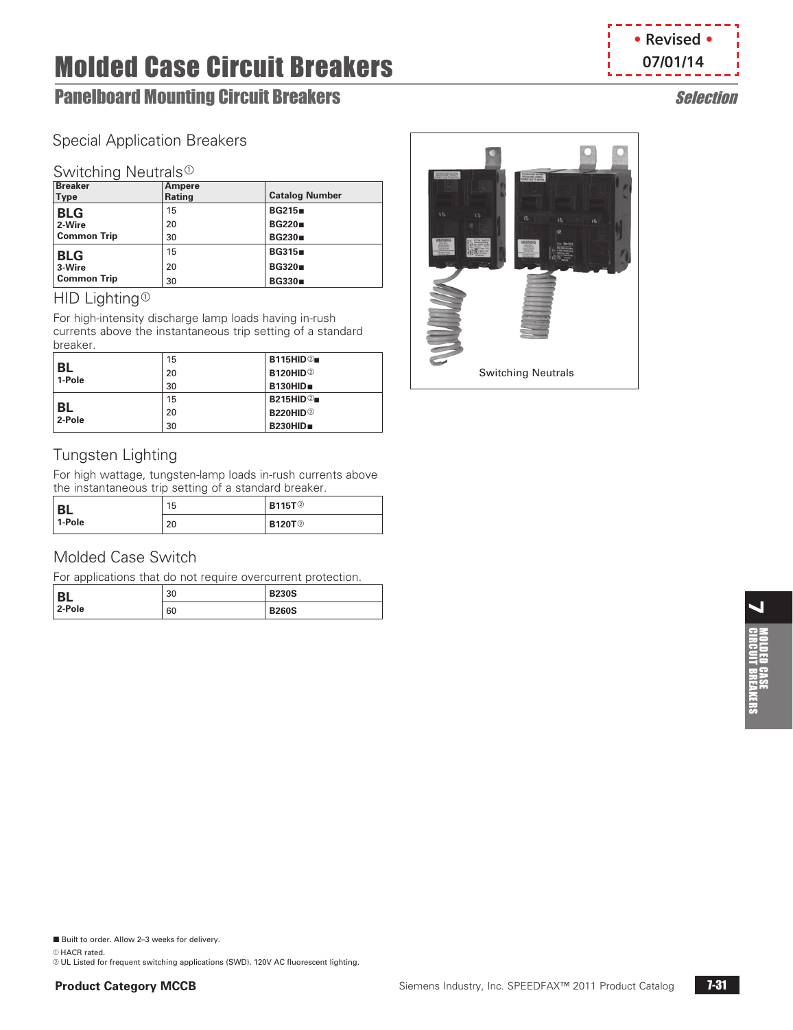# Molded Case Circuit Breakers

## Panelboard Mounting Circuit Breakers

*Selection*

• Revised •
07/01/14

### Special Application Breakers

#### Switching Neutrals①

| Breaker Type | Ampere Rating | Catalog Number |
|---|---|---|
| **BLG** 2-Wire Common Trip | 15 | **BG215■** |
| | 20 | **BG220■** |
| | 30 | **BG230■** |
| **BLG** 3-Wire Common Trip | 15 | **BG315■** |
| | 20 | **BG320■** |
| | 30 | **BG330■** |

Switching Neutrals

#### HID Lighting①

For high-intensity discharge lamp loads having in-rush currents above the instantaneous trip setting of a standard breaker.

| Breaker Type | Ampere Rating | Catalog Number |
|---|---|---|
| **BL** 1-Pole | 15 | **B115HID②■** |
| | 20 | **B120HID②** |
| | 30 | **B130HID■** |
| **BL** 2-Pole | 15 | **B215HID②■** |
| | 20 | **B220HID②** |
| | 30 | **B230HID■** |

#### Tungsten Lighting

For high wattage, tungsten-lamp loads in-rush currents above the instantaneous trip setting of a standard breaker.

| Breaker Type | Ampere Rating | Catalog Number |
|---|---|---|
| **BL** 1-Pole | 15 | **B115T②** |
| | 20 | **B120T②** |

#### Molded Case Switch

For applications that do not require overcurrent protection.

| Breaker Type | Ampere Rating | Catalog Number |
|---|---|---|
| **BL** 2-Pole | 30 | **B230S** |
| | 60 | **B260S** |

■ Built to order. Allow 2–3 weeks for delivery.

① HACR rated.

② UL Listed for frequent switching applications (SWD). 120V AC fluorescent lighting.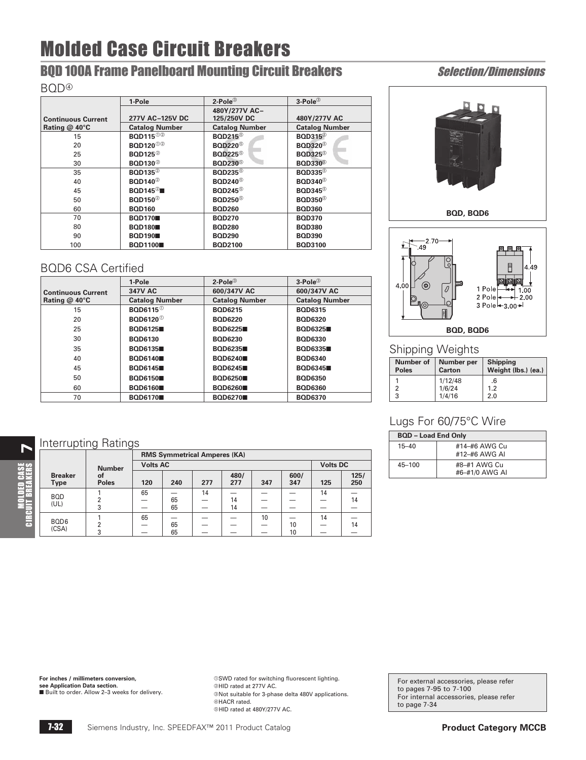# Molded Case Circuit Breakers

## BQD 100A Frame Panelboard Mounting Circuit Breakers

*Selection/Dimensions*

### BQD④

| Continuous Current Rating @ 40°C | 1-Pole | 2-Pole③ | 3-Pole③ |
|---|---|---|---|
| | 277V AC–125V DC | 480Y/277V AC–125/250V DC | 480Y/277V AC |
| | Catalog Number | Catalog Number | Catalog Number |
| 15 | BQD115①② | BQD215⑤ | BQD315⑤ |
| 20 | BQD120①② | BQD220⑤ | BQD320⑤ |
| 25 | BQD125② | BQD225⑤ | BQD325⑤ |
| 30 | BQD130② | BQD230⑤ | BQD330⑤ |
| 35 | BQD135② | BQD235⑤ | BQD335⑤ |
| 40 | BQD140② | BQD240⑤ | BQD340⑤ |
| 45 | BQD145②■ | BQD245⑤ | BQD345⑤ |
| 50 | BQD150② | BQD250⑤ | BQD350⑤ |
| 60 | BQD160 | BQD260 | BQD360 |
| 70 | BQD170■ | BQD270 | BQD370 |
| 80 | BQD180■ | BQD280 | BQD380 |
| 90 | BQD190■ | BQD290 | BQD390 |
| 100 | BQD1100■ | BQD2100 | BQD3100 |

BQD, BQD6

BQD, BQD6

### BQD6 CSA Certified

| Continuous Current Rating @ 40°C | 1-Pole | 2-Pole③ | 3-Pole③ |
|---|---|---|---|
| | 347V AC | 600/347V AC | 600/347V AC |
| | Catalog Number | Catalog Number | Catalog Number |
| 15 | BQD6115① | BQD6215 | BQD6315 |
| 20 | BQD6120① | BQD6220 | BQD6320 |
| 25 | BQD6125■ | BQD6225■ | BQD6325■ |
| 30 | BQD6130 | BQD6230 | BQD6330 |
| 35 | BQD6135■ | BQD6235■ | BQD6335■ |
| 40 | BQD6140■ | BQD6240■ | BQD6340 |
| 45 | BQD6145■ | BQD6245■ | BQD6345■ |
| 50 | BQD6150■ | BQD6250■ | BQD6350 |
| 60 | BQD6160■ | BQD6260■ | BQD6360 |
| 70 | BQD6170■ | BQD6270■ | BQD6370 |

### Shipping Weights

| Number of Poles | Number per Carton | Shipping Weight (lbs.) (ea.) |
|---|---|---|
| 1 | 1/12/48 | .6 |
| 2 | 1/6/24 | 1.2 |
| 3 | 1/4/16 | 2.0 |

### Lugs For 60/75°C Wire

| BQD – Load End Only | |
|---|---|
| 15–40 | #14–#6 AWG Cu<br>#12–#6 AWG Al |
| 45–100 | #8–#1 AWG Cu<br>#6–#1/0 AWG Al |

### Interrupting Ratings

| Breaker Type | Number of Poles | RMS Symmetrical Amperes (KA) | | | | | | | |
|---|---|---|---|---|---|---|---|---|---|
| | | Volts AC | | | | | | Volts DC | |
| | | 120 | 240 | 277 | 480/277 | 347 | 600/347 | 125 | 125/250 |
| BQD (UL) | 1 | 65 | — | 14 | — | — | — | 14 | — |
| | 2 | — | 65 | — | 14 | — | — | — | 14 |
| | 3 | — | 65 | — | 14 | — | — | — | — |
| BQD6 (CSA) | 1 | 65 | — | — | — | 10 | — | 14 | — |
| | 2 | — | 65 | — | — | — | 10 | — | 14 |
| | 3 | — | 65 | — | — | — | 10 | — | — |

**For inches / millimeters conversion, see Application Data section.**
■ Built to order. Allow 2–3 weeks for delivery.

①SWD rated for switching fluorescent lighting.
②HID rated at 277V AC.
③Not suitable for 3-phase delta 480V applications.
④HACR rated.
⑤HID rated at 480Y/277V AC.

For external accessories, please refer to pages 7-95 to 7-100
For internal accessories, please refer to page 7-34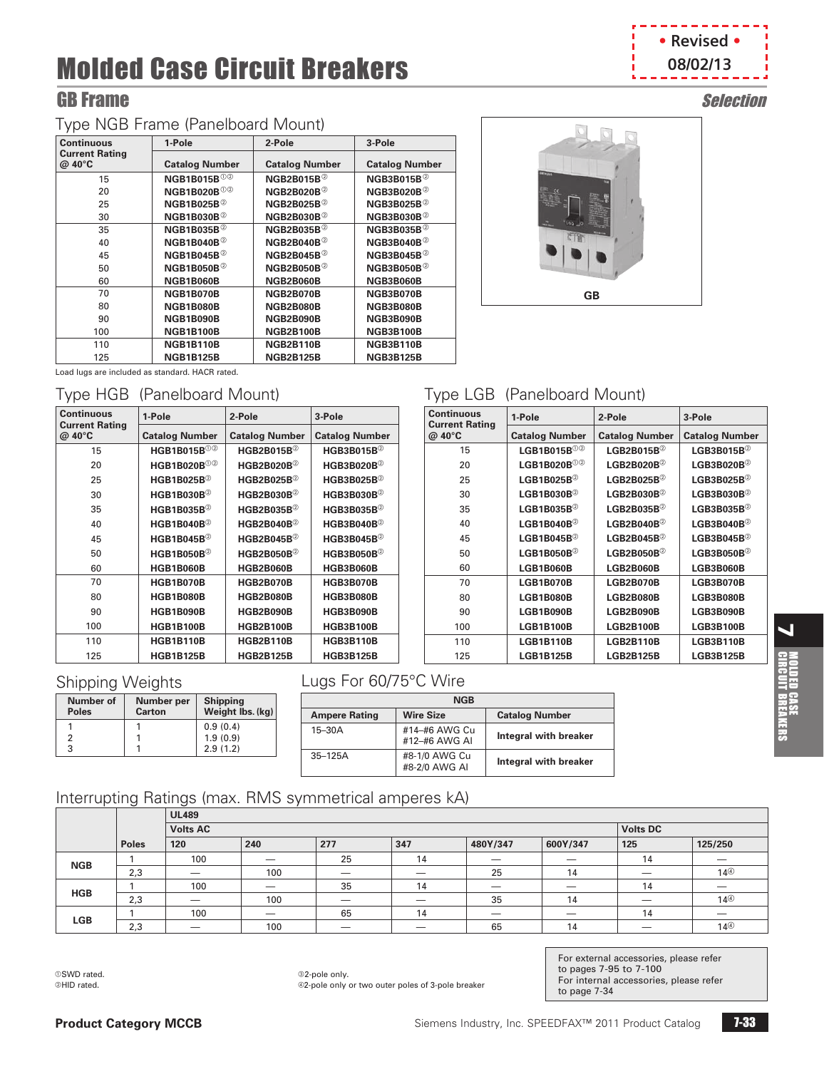# Molded Case Circuit Breakers

• Revised • 08/02/13

## GB Frame

*Selection*

### Type NGB Frame (Panelboard Mount)

| Continuous Current Rating @ 40°C | 1-Pole Catalog Number | 2-Pole Catalog Number | 3-Pole Catalog Number |
|---|---|---|---|
| 15 | NGB1B015B①② | NGB2B015B② | NGB3B015B② |
| 20 | NGB1B020B①② | NGB2B020B② | NGB3B020B② |
| 25 | NGB1B025B② | NGB2B025B② | NGB3B025B② |
| 30 | NGB1B030B② | NGB2B030B② | NGB3B030B② |
| 35 | NGB1B035B② | NGB2B035B② | NGB3B035B② |
| 40 | NGB1B040B② | NGB2B040B② | NGB3B040B② |
| 45 | NGB1B045B② | NGB2B045B② | NGB3B045B② |
| 50 | NGB1B050B② | NGB2B050B② | NGB3B050B② |
| 60 | NGB1B060B | NGB2B060B | NGB3B060B |
| 70 | NGB1B070B | NGB2B070B | NGB3B070B |
| 80 | NGB1B080B | NGB2B080B | NGB3B080B |
| 90 | NGB1B090B | NGB2B090B | NGB3B090B |
| 100 | NGB1B100B | NGB2B100B | NGB3B100B |
| 110 | NGB1B110B | NGB2B110B | NGB3B110B |
| 125 | NGB1B125B | NGB2B125B | NGB3B125B |

Load lugs are included as standard. HACR rated.

GB

### Type HGB (Panelboard Mount)

| Continuous Current Rating @ 40°C | 1-Pole Catalog Number | 2-Pole Catalog Number | 3-Pole Catalog Number |
|---|---|---|---|
| 15 | HGB1B015B①② | HGB2B015B② | HGB3B015B② |
| 20 | HGB1B020B①② | HGB2B020B② | HGB3B020B② |
| 25 | HGB1B025B② | HGB2B025B② | HGB3B025B② |
| 30 | HGB1B030B② | HGB2B030B② | HGB3B030B② |
| 35 | HGB1B035B② | HGB2B035B② | HGB3B035B② |
| 40 | HGB1B040B② | HGB2B040B② | HGB3B040B② |
| 45 | HGB1B045B② | HGB2B045B② | HGB3B045B② |
| 50 | HGB1B050B② | HGB2B050B② | HGB3B050B② |
| 60 | HGB1B060B | HGB2B060B | HGB3B060B |
| 70 | HGB1B070B | HGB2B070B | HGB3B070B |
| 80 | HGB1B080B | HGB2B080B | HGB3B080B |
| 90 | HGB1B090B | HGB2B090B | HGB3B090B |
| 100 | HGB1B100B | HGB2B100B | HGB3B100B |
| 110 | HGB1B110B | HGB2B110B | HGB3B110B |
| 125 | HGB1B125B | HGB2B125B | HGB3B125B |

### Type LGB (Panelboard Mount)

| Continuous Current Rating @ 40°C | 1-Pole Catalog Number | 2-Pole Catalog Number | 3-Pole Catalog Number |
|---|---|---|---|
| 15 | LGB1B015B①② | LGB2B015B② | LGB3B015B② |
| 20 | LGB1B020B①② | LGB2B020B② | LGB3B020B② |
| 25 | LGB1B025B② | LGB2B025B② | LGB3B025B② |
| 30 | LGB1B030B② | LGB2B030B② | LGB3B030B② |
| 35 | LGB1B035B② | LGB2B035B② | LGB3B035B② |
| 40 | LGB1B040B② | LGB2B040B② | LGB3B040B② |
| 45 | LGB1B045B② | LGB2B045B② | LGB3B045B② |
| 50 | LGB1B050B② | LGB2B050B② | LGB3B050B② |
| 60 | LGB1B060B | LGB2B060B | LGB3B060B |
| 70 | LGB1B070B | LGB2B070B | LGB3B070B |
| 80 | LGB1B080B | LGB2B080B | LGB3B080B |
| 90 | LGB1B090B | LGB2B090B | LGB3B090B |
| 100 | LGB1B100B | LGB2B100B | LGB3B100B |
| 110 | LGB1B110B | LGB2B110B | LGB3B110B |
| 125 | LGB1B125B | LGB2B125B | LGB3B125B |

### Shipping Weights

| Number of Poles | Number per Carton | Shipping Weight lbs. (kg) |
|---|---|---|
| 1 | 1 | 0.9 (0.4) |
| 2 | 1 | 1.9 (0.9) |
| 3 | 1 | 2.9 (1.2) |

### Lugs For 60/75°C Wire

| NGB | | |
|---|---|---|
| **Ampere Rating** | **Wire Size** | **Catalog Number** |
| 15–30A | #14–#6 AWG Cu<br>#12–#6 AWG Al | Integral with breaker |
| 35–125A | #8-1/0 AWG Cu<br>#8-2/0 AWG Al | Integral with breaker |

### Interrupting Ratings (max. RMS symmetrical amperes kA)

| | | UL489 | | | | | | | |
|---|---|---|---|---|---|---|---|---|---|
| | | Volts AC | | | | | | Volts DC | |
| | Poles | 120 | 240 | 277 | 347 | 480Y/347 | 600Y/347 | 125 | 125/250 |
| NGB | 1 | 100 | — | 25 | 14 | — | — | 14 | — |
| | 2,3 | — | 100 | — | — | 25 | 14 | — | 14④ |
| HGB | 1 | 100 | — | 35 | 14 | — | — | 14 | — |
| | 2,3 | — | 100 | — | — | 35 | 14 | — | 14④ |
| LGB | 1 | 100 | — | 65 | 14 | — | — | 14 | — |
| | 2,3 | — | 100 | — | — | 65 | 14 | — | 14④ |

①SWD rated.
②HID rated.
③2-pole only.
④2-pole only or two outer poles of 3-pole breaker

For external accessories, please refer to pages 7-95 to 7-100
For internal accessories, please refer to page 7-34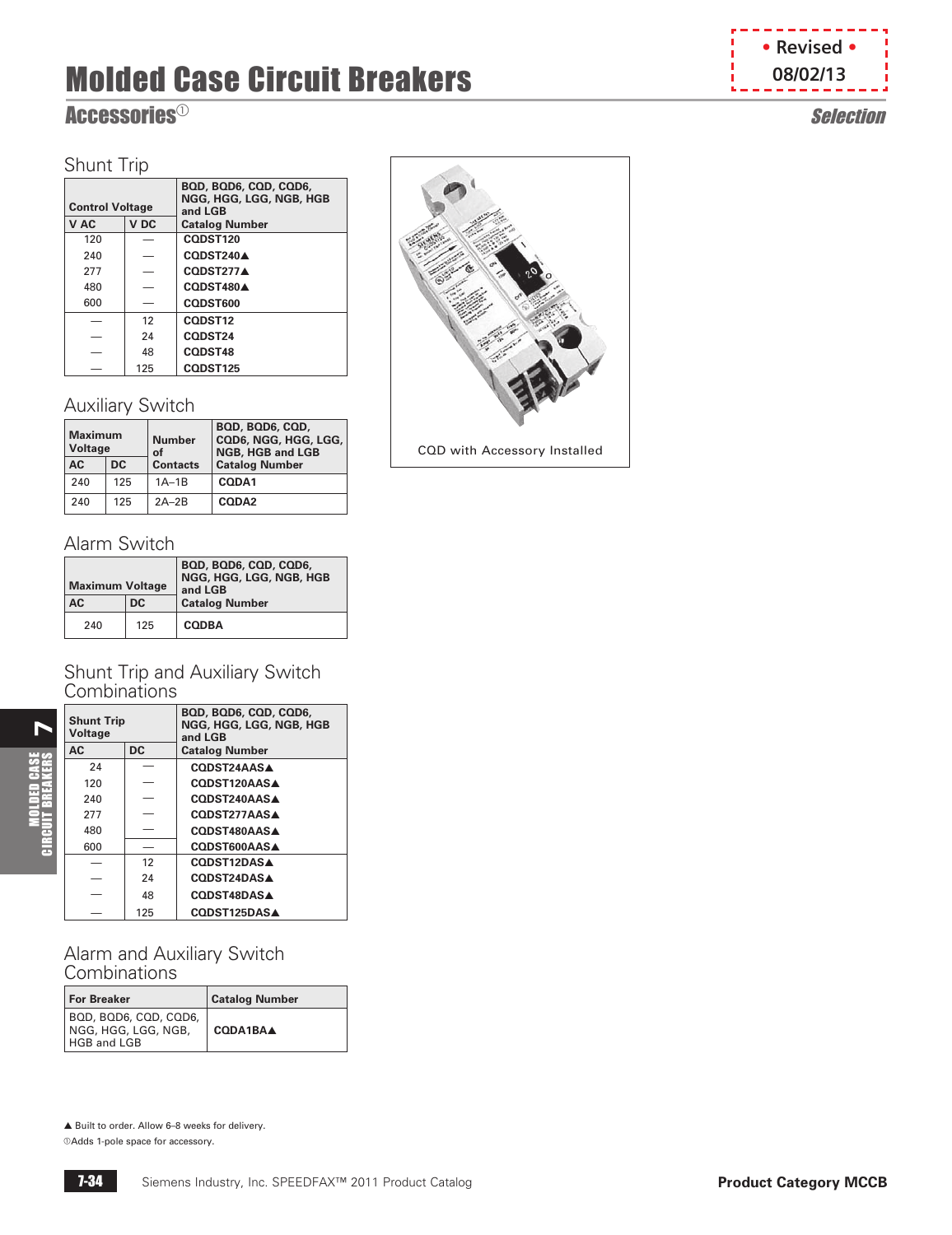# Molded Case Circuit Breakers

## Accessories①

*Selection*

• Revised • 08/02/13

### Shunt Trip

| Control Voltage | | BQD, BQD6, CQD, CQD6, NGG, HGG, LGG, NGB, HGB and LGB |
|---|---|---|
| V AC | V DC | Catalog Number |
| 120 | — | CQDST120 |
| 240 | — | CQDST240▲ |
| 277 | — | CQDST277▲ |
| 480 | — | CQDST480▲ |
| 600 | — | CQDST600 |
| — | 12 | CQDST12 |
| — | 24 | CQDST24 |
| — | 48 | CQDST48 |
| — | 125 | CQDST125 |

### Auxiliary Switch

| Maximum Voltage | | Number of Contacts | BQD, BQD6, CQD, CQD6, NGG, HGG, LGG, NGB, HGB and LGB |
|---|---|---|---|
| AC | DC | | Catalog Number |
| 240 | 125 | 1A–1B | CQDA1 |
| 240 | 125 | 2A–2B | CQDA2 |

### Alarm Switch

| Maximum Voltage | | BQD, BQD6, CQD, CQD6, NGG, HGG, LGG, NGB, HGB and LGB |
|---|---|---|
| AC | DC | Catalog Number |
| 240 | 125 | CQDBA |

### Shunt Trip and Auxiliary Switch Combinations

| Shunt Trip Voltage | | BQD, BQD6, CQD, CQD6, NGG, HGG, LGG, NGB, HGB and LGB |
|---|---|---|
| AC | DC | Catalog Number |
| 24 | — | CQDST24AAS▲ |
| 120 | — | CQDST120AAS▲ |
| 240 | — | CQDST240AAS▲ |
| 277 | — | CQDST277AAS▲ |
| 480 | — | CQDST480AAS▲ |
| 600 | — | CQDST600AAS▲ |
| — | 12 | CQDST12DAS▲ |
| — | 24 | CQDST24DAS▲ |
| — | 48 | CQDST48DAS▲ |
| — | 125 | CQDST125DAS▲ |

### Alarm and Auxiliary Switch Combinations

| For Breaker | Catalog Number |
|---|---|
| BQD, BQD6, CQD, CQD6, NGG, HGG, LGG, NGB, HGB and LGB | CQDA1BA▲ |

CQD with Accessory Installed

▲ Built to order. Allow 6–8 weeks for delivery.

①Adds 1-pole space for accessory.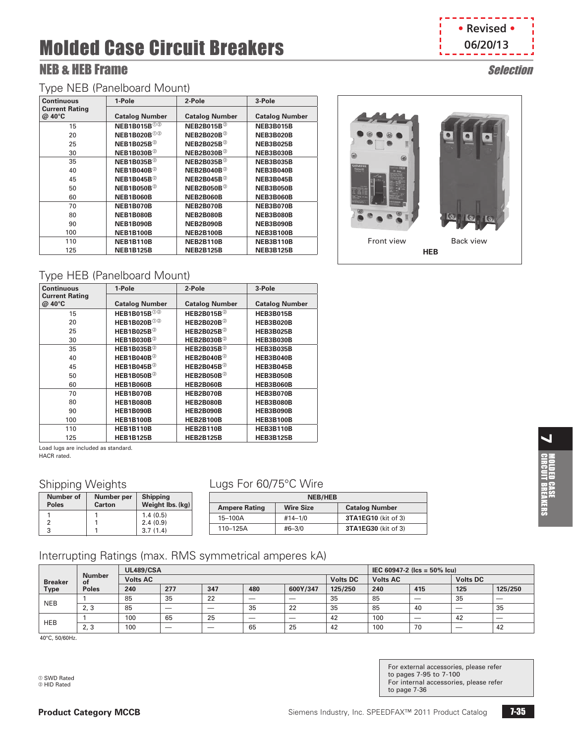# Molded Case Circuit Breakers

• Revised • 06/20/13

## NEB & HEB Frame

*Selection*

### Type NEB (Panelboard Mount)

| Continuous Current Rating @ 40°C | 1-Pole Catalog Number | 2-Pole Catalog Number | 3-Pole Catalog Number |
|---|---|---|---|
| 15 | **NEB1B015B**①② | **NEB2B015B**② | **NEB3B015B** |
| 20 | **NEB1B020B**①② | **NEB2B020B**② | **NEB3B020B** |
| 25 | **NEB1B025B**② | **NEB2B025B**② | **NEB3B025B** |
| 30 | **NEB1B030B**② | **NEB2B030B**② | **NEB3B030B** |
| 35 | **NEB1B035B**② | **NEB2B035B**② | **NEB3B035B** |
| 40 | **NEB1B040B**② | **NEB2B040B**② | **NEB3B040B** |
| 45 | **NEB1B045B**② | **NEB2B045B**② | **NEB3B045B** |
| 50 | **NEB1B050B**② | **NEB2B050B**② | **NEB3B050B** |
| 60 | **NEB1B060B** | **NEB2B060B** | **NEB3B060B** |
| 70 | **NEB1B070B** | **NEB2B070B** | **NEB3B070B** |
| 80 | **NEB1B080B** | **NEB2B080B** | **NEB3B080B** |
| 90 | **NEB1B090B** | **NEB2B090B** | **NEB3B090B** |
| 100 | **NEB1B100B** | **NEB2B100B** | **NEB3B100B** |
| 110 | **NEB1B110B** | **NEB2B110B** | **NEB3B110B** |
| 125 | **NEB1B125B** | **NEB2B125B** | **NEB3B125B** |

Front view | Back view

**HEB**

### Type HEB (Panelboard Mount)

| Continuous Current Rating @ 40°C | 1-Pole Catalog Number | 2-Pole Catalog Number | 3-Pole Catalog Number |
|---|---|---|---|
| 15 | **HEB1B015B**①② | **HEB2B015B**② | **HEB3B015B** |
| 20 | **HEB1B020B**①② | **HEB2B020B**② | **HEB3B020B** |
| 25 | **HEB1B025B**② | **HEB2B025B**② | **HEB3B025B** |
| 30 | **HEB1B030B**② | **HEB2B030B**② | **HEB3B030B** |
| 35 | **HEB1B035B**② | **HEB2B035B**② | **HEB3B035B** |
| 40 | **HEB1B040B**② | **HEB2B040B**② | **HEB3B040B** |
| 45 | **HEB1B045B**② | **HEB2B045B**② | **HEB3B045B** |
| 50 | **HEB1B050B**② | **HEB2B050B**② | **HEB3B050B** |
| 60 | **HEB1B060B** | **HEB2B060B** | **HEB3B060B** |
| 70 | **HEB1B070B** | **HEB2B070B** | **HEB3B070B** |
| 80 | **HEB1B080B** | **HEB2B080B** | **HEB3B080B** |
| 90 | **HEB1B090B** | **HEB2B090B** | **HEB3B090B** |
| 100 | **HEB1B100B** | **HEB2B100B** | **HEB3B100B** |
| 110 | **HEB1B110B** | **HEB2B110B** | **HEB3B110B** |
| 125 | **HEB1B125B** | **HEB2B125B** | **HEB3B125B** |

Load lugs are included as standard.
HACR rated.

### Shipping Weights

| Number of Poles | Number per Carton | Shipping Weight lbs. (kg) |
|---|---|---|
| 1 | 1 | 1.4 (0.5) |
| 2 | 1 | 2.4 (0.9) |
| 3 | 1 | 3.7 (1.4) |

### Lugs For 60/75°C Wire

| NEB/HEB | | |
|---|---|---|
| Ampere Rating | Wire Size | Catalog Number |
| 15–100A | #14–1/0 | **3TA1EG10** (kit of 3) |
| 110–125A | #6–3/0 | **3TA1EG30** (kit of 3) |

### Interrupting Ratings (max. RMS symmetrical amperes kA)

| Breaker Type | Number of Poles | UL489/CSA | | | | | | IEC 60947-2 (Ics = 50% Icu) | | | |
|---|---|---|---|---|---|---|---|---|---|---|---|
| | | Volts AC | | | | | Volts DC | Volts AC | | Volts DC | |
| | | 240 | 277 | 347 | 480 | 600Y/347 | 125/250 | 240 | 415 | 125 | 125/250 |
| NEB | 1 | 85 | 35 | 22 | — | — | 35 | 85 | — | 35 | — |
| | 2, 3 | 85 | — | — | 35 | 22 | 35 | 85 | 40 | — | 35 |
| HEB | 1 | 100 | 65 | 25 | — | — | 42 | 100 | — | 42 | — |
| | 2, 3 | 100 | — | — | 65 | 25 | 42 | 100 | 70 | — | 42 |

40°C, 50/60Hz.

① SWD Rated
② HID Rated

For external accessories, please refer to pages 7-95 to 7-100
For internal accessories, please refer to page 7-36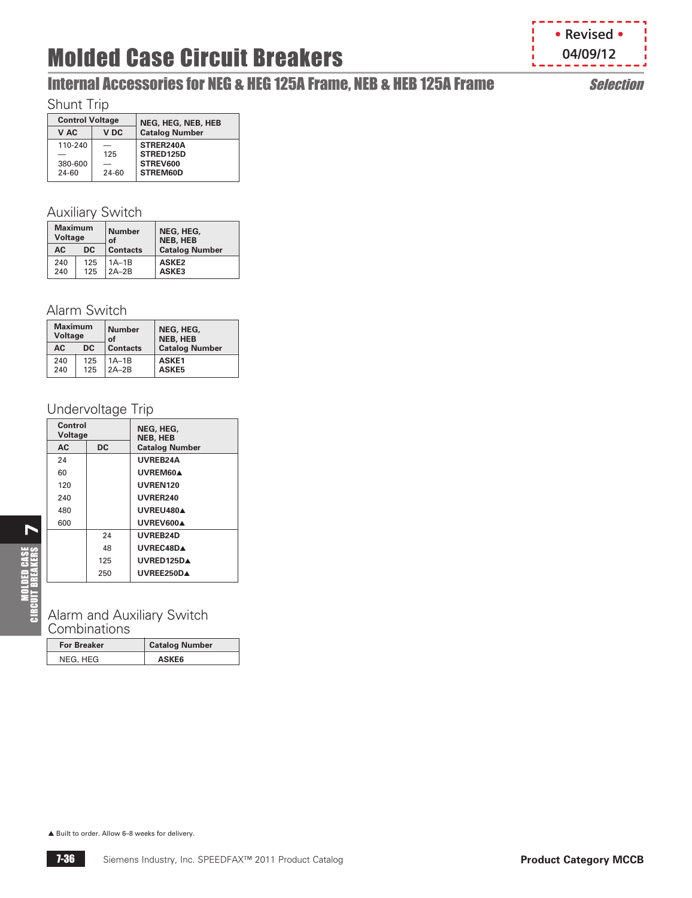# Molded Case Circuit Breakers

• Revised •
04/09/12

## Internal Accessories for NEG & HEG 125A Frame, NEB & HEB 125A Frame

*Selection*

### Shunt Trip

| Control Voltage | | NEG, HEG, NEB, HEB |
|---|---|---|
| V AC | V DC | Catalog Number |
| 110-240 | — | STRER240A |
| — | 125 | STRED125D |
| 380-600 | — | STREV600 |
| 24-60 | 24-60 | STREM60D |

### Auxiliary Switch

| Maximum Voltage | | Number of | NEG, HEG, NEB, HEB |
|---|---|---|---|
| AC | DC | Contacts | Catalog Number |
| 240 | 125 | 1A–1B | ASKE2 |
| 240 | 125 | 2A–2B | ASKE3 |

### Alarm Switch

| Maximum Voltage | | Number of | NEG, HEG, NEB, HEB |
|---|---|---|---|
| AC | DC | Contacts | Catalog Number |
| 240 | 125 | 1A–1B | ASKE1 |
| 240 | 125 | 2A–2B | ASKE5 |

### Undervoltage Trip

| Control Voltage | | NEG, HEG, NEB, HEB |
|---|---|---|
| AC | DC | Catalog Number |
| 24 | | UVREB24A |
| 60 | | UVREM60▲ |
| 120 | | UVREN120 |
| 240 | | UVRER240 |
| 480 | | UVREU480▲ |
| 600 | | UVREV600▲ |
| | 24 | UVREB24D |
| | 48 | UVREC48D▲ |
| | 125 | UVRED125D▲ |
| | 250 | UVREE250D▲ |

### Alarm and Auxiliary Switch Combinations

| For Breaker | Catalog Number |
|---|---|
| NEG, HEG | ASKE6 |

▲ Built to order. Allow 6–8 weeks for delivery.